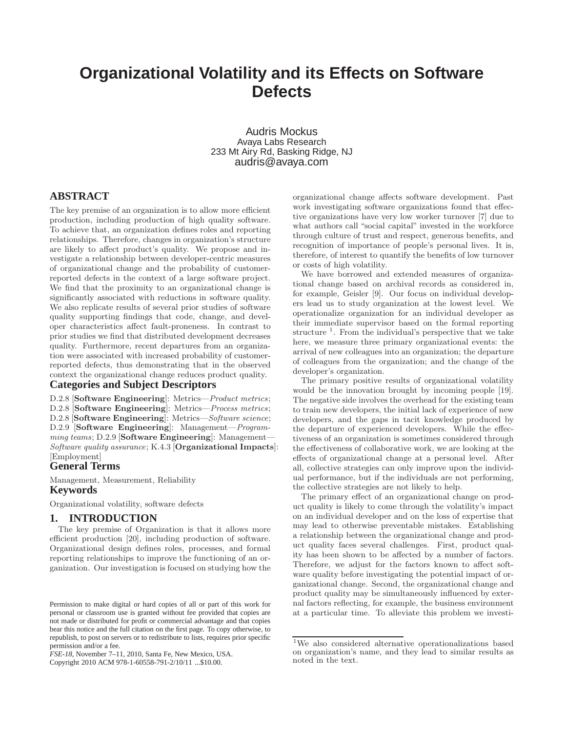# Organizational Volatility and its Effects on Software Defects

Audris Mockus
Avaya Labs Research
233 Mt Airy Rd, Basking Ridge, NJ
audris@avaya.com

## ABSTRACT

The key premise of an organization is to allow more efficient production, including production of high quality software. To achieve that, an organization defines roles and reporting relationships. Therefore, changes in organization's structure are likely to affect product's quality. We propose and investigate a relationship between developer-centric measures of organizational change and the probability of customer-reported defects in the context of a large software project. We find that the proximity to an organizational change is significantly associated with reductions in software quality. We also replicate results of several prior studies of software quality supporting findings that code, change, and developer characteristics affect fault-proneness. In contrast to prior studies we find that distributed development decreases quality. Furthermore, recent departures from an organization were associated with increased probability of customer-reported defects, thus demonstrating that in the observed context the organizational change reduces product quality.

## Categories and Subject Descriptors

D.2.8 [**Software Engineering**]: Metrics—*Product metrics*; D.2.8 [**Software Engineering**]: Metrics—*Process metrics*; D.2.8 [**Software Engineering**]: Metrics—*Software science*; D.2.9 [**Software Engineering**]: Management—*Programming teams*; D.2.9 [**Software Engineering**]: Management—*Software quality assurance*; K.4.3 [**Organizational Impacts**]: [Employment]

## General Terms

Management, Measurement, Reliability

## Keywords

Organizational volatility, software defects

## 1. INTRODUCTION

The key premise of Organization is that it allows more efficient production [20], including production of software. Organizational design defines roles, processes, and formal reporting relationships to improve the functioning of an organization. Our investigation is focused on studying how the organizational change affects software development. Past work investigating software organizations found that effective organizations have very low worker turnover [7] due to what authors call "social capital" invested in the workforce through culture of trust and respect, generous benefits, and recognition of importance of people's personal lives. It is, therefore, of interest to quantify the benefits of low turnover or costs of high volatility.

We have borrowed and extended measures of organizational change based on archival records as considered in, for example, Geisler [9]. Our focus on individual developers lead us to study organization at the lowest level. We operationalize organization for an individual developer as their immediate supervisor based on the formal reporting structure [1]. From the individual's perspective that we take here, we measure three primary organizational events: the arrival of new colleagues into an organization; the departure of colleagues from the organization; and the change of the developer's organization.

The primary positive results of organizational volatility would be the innovation brought by incoming people [19]. The negative side involves the overhead for the existing team to train new developers, the initial lack of experience of new developers, and the gaps in tacit knowledge produced by the departure of experienced developers. While the effectiveness of an organization is sometimes considered through the effectiveness of collaborative work, we are looking at the effects of organizational change at a personal level. After all, collective strategies can only improve upon the individual performance, but if the individuals are not performing, the collective strategies are not likely to help.

The primary effect of an organizational change on product quality is likely to come through the volatility's impact on an individual developer and on the loss of expertise that may lead to otherwise preventable mistakes. Establishing a relationship between the organizational change and product quality faces several challenges. First, product quality has been shown to be affected by a number of factors. Therefore, we adjust for the factors known to affect software quality before investigating the potential impact of organizational change. Second, the organizational change and product quality may be simultaneously influenced by external factors reflecting, for example, the business environment at a particular time. To alleviate this problem we investi-

[1] We also considered alternative operationalizations based on organization's name, and they lead to similar results as noted in the text.

Permission to make digital or hard copies of all or part of this work for personal or classroom use is granted without fee provided that copies are not made or distributed for profit or commercial advantage and that copies bear this notice and the full citation on the first page. To copy otherwise, to republish, to post on servers or to redistribute to lists, requires prior specific permission and/or a fee.
*FSE-18,* November 7–11, 2010, Santa Fe, New Mexico, USA.
Copyright 2010 ACM 978-1-60558-791-2/10/11 ...$10.00.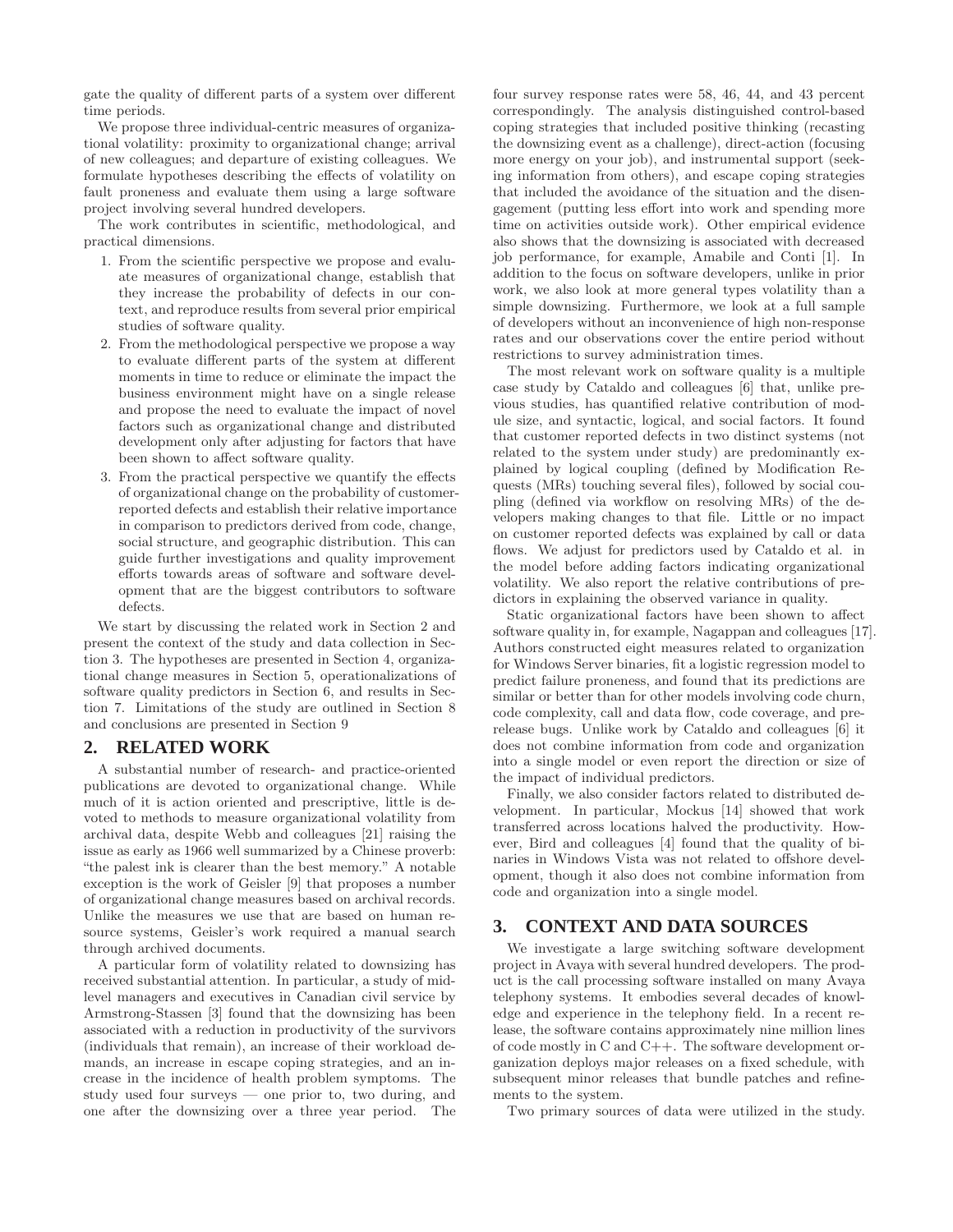gate the quality of different parts of a system over different time periods.

We propose three individual-centric measures of organizational volatility: proximity to organizational change; arrival of new colleagues; and departure of existing colleagues. We formulate hypotheses describing the effects of volatility on fault proneness and evaluate them using a large software project involving several hundred developers.

The work contributes in scientific, methodological, and practical dimensions.

1. From the scientific perspective we propose and evaluate measures of organizational change, establish that they increase the probability of defects in our context, and reproduce results from several prior empirical studies of software quality.
2. From the methodological perspective we propose a way to evaluate different parts of the system at different moments in time to reduce or eliminate the impact the business environment might have on a single release and propose the need to evaluate the impact of novel factors such as organizational change and distributed development only after adjusting for factors that have been shown to affect software quality.
3. From the practical perspective we quantify the effects of organizational change on the probability of customer-reported defects and establish their relative importance in comparison to predictors derived from code, change, social structure, and geographic distribution. This can guide further investigations and quality improvement efforts towards areas of software and software development that are the biggest contributors to software defects.

We start by discussing the related work in Section 2 and present the context of the study and data collection in Section 3. The hypotheses are presented in Section 4, organizational change measures in Section 5, operationalizations of software quality predictors in Section 6, and results in Section 7. Limitations of the study are outlined in Section 8 and conclusions are presented in Section 9

## 2. RELATED WORK

A substantial number of research- and practice-oriented publications are devoted to organizational change. While much of it is action oriented and prescriptive, little is devoted to methods to measure organizational volatility from archival data, despite Webb and colleagues [21] raising the issue as early as 1966 well summarized by a Chinese proverb: "the palest ink is clearer than the best memory." A notable exception is the work of Geisler [9] that proposes a number of organizational change measures based on archival records. Unlike the measures we use that are based on human resource systems, Geisler's work required a manual search through archived documents.

A particular form of volatility related to downsizing has received substantial attention. In particular, a study of mid-level managers and executives in Canadian civil service by Armstrong-Stassen [3] found that the downsizing has been associated with a reduction in productivity of the survivors (individuals that remain), an increase of their workload demands, an increase in escape coping strategies, and an increase in the incidence of health problem symptoms. The study used four surveys — one prior to, two during, and one after the downsizing over a three year period. The four survey response rates were 58, 46, 44, and 43 percent correspondingly. The analysis distinguished control-based coping strategies that included positive thinking (recasting the downsizing event as a challenge), direct-action (focusing more energy on your job), and instrumental support (seeking information from others), and escape coping strategies that included the avoidance of the situation and the disengagement (putting less effort into work and spending more time on activities outside work). Other empirical evidence also shows that the downsizing is associated with decreased job performance, for example, Amabile and Conti [1]. In addition to the focus on software developers, unlike in prior work, we also look at more general types volatility than a simple downsizing. Furthermore, we look at a full sample of developers without an inconvenience of high non-response rates and our observations cover the entire period without restrictions to survey administration times.

The most relevant work on software quality is a multiple case study by Cataldo and colleagues [6] that, unlike previous studies, has quantified relative contribution of module size, and syntactic, logical, and social factors. It found that customer reported defects in two distinct systems (not related to the system under study) are predominantly explained by logical coupling (defined by Modification Requests (MRs) touching several files), followed by social coupling (defined via workflow on resolving MRs) of the developers making changes to that file. Little or no impact on customer reported defects was explained by call or data flows. We adjust for predictors used by Cataldo et al. in the model before adding factors indicating organizational volatility. We also report the relative contributions of predictors in explaining the observed variance in quality.

Static organizational factors have been shown to affect software quality in, for example, Nagappan and colleagues [17]. Authors constructed eight measures related to organization for Windows Server binaries, fit a logistic regression model to predict failure proneness, and found that its predictions are similar or better than for other models involving code churn, code complexity, call and data flow, code coverage, and pre-release bugs. Unlike work by Cataldo and colleagues [6] it does not combine information from code and organization into a single model or even report the direction or size of the impact of individual predictors.

Finally, we also consider factors related to distributed development. In particular, Mockus [14] showed that work transferred across locations halved the productivity. However, Bird and colleagues [4] found that the quality of binaries in Windows Vista was not related to offshore development, though it also does not combine information from code and organization into a single model.

## 3. CONTEXT AND DATA SOURCES

We investigate a large switching software development project in Avaya with several hundred developers. The product is the call processing software installed on many Avaya telephony systems. It embodies several decades of knowledge and experience in the telephony field. In a recent release, the software contains approximately nine million lines of code mostly in C and C++. The software development organization deploys major releases on a fixed schedule, with subsequent minor releases that bundle patches and refinements to the system.

Two primary sources of data were utilized in the study.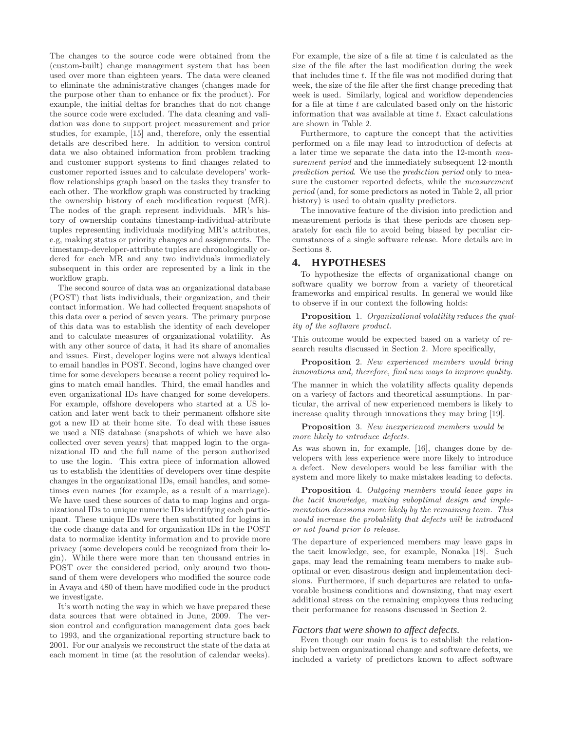The changes to the source code were obtained from the (custom-built) change management system that has been used over more than eighteen years. The data were cleaned to eliminate the administrative changes (changes made for the purpose other than to enhance or fix the product). For example, the initial deltas for branches that do not change the source code were excluded. The data cleaning and validation was done to support project measurement and prior studies, for example, [15] and, therefore, only the essential details are described here. In addition to version control data we also obtained information from problem tracking and customer support systems to find changes related to customer reported issues and to calculate developers' workflow relationships graph based on the tasks they transfer to each other. The workflow graph was constructed by tracking the ownership history of each modification request (MR). The nodes of the graph represent individuals. MR's history of ownership contains timestamp-individual-attribute tuples representing individuals modifying MR's attributes, e.g, making status or priority changes and assignments. The timestamp-developer-attribute tuples are chronologically ordered for each MR and any two individuals immediately subsequent in this order are represented by a link in the workflow graph.

The second source of data was an organizational database (POST) that lists individuals, their organization, and their contact information. We had collected frequent snapshots of this data over a period of seven years. The primary purpose of this data was to establish the identity of each developer and to calculate measures of organizational volatility. As with any other source of data, it had its share of anomalies and issues. First, developer logins were not always identical to email handles in POST. Second, logins have changed over time for some developers because a recent policy required logins to match email handles. Third, the email handles and even organizational IDs have changed for some developers. For example, offshore developers who started at a US location and later went back to their permanent offshore site got a new ID at their home site. To deal with these issues we used a NIS database (snapshots of which we have also collected over seven years) that mapped login to the organizational ID and the full name of the person authorized to use the login. This extra piece of information allowed us to establish the identities of developers over time despite changes in the organizational IDs, email handles, and sometimes even names (for example, as a result of a marriage). We have used these sources of data to map logins and organizational IDs to unique numeric IDs identifying each participant. These unique IDs were then substituted for logins in the code change data and for organization IDs in the POST data to normalize identity information and to provide more privacy (some developers could be recognized from their login). While there were more than ten thousand entries in POST over the considered period, only around two thousand of them were developers who modified the source code in Avaya and 480 of them have modified code in the product we investigate.

It's worth noting the way in which we have prepared these data sources that were obtained in June, 2009. The version control and configuration management data goes back to 1993, and the organizational reporting structure back to 2001. For our analysis we reconstruct the state of the data at each moment in time (at the resolution of calendar weeks). For example, the size of a file at time $t$ is calculated as the size of the file after the last modification during the week that includes time $t$. If the file was not modified during that week, the size of the file after the first change preceding that week is used. Similarly, logical and workflow dependencies for a file at time $t$ are calculated based only on the historic information that was available at time $t$. Exact calculations are shown in Table 2.

Furthermore, to capture the concept that the activities performed on a file may lead to introduction of defects at a later time we separate the data into the 12-month *measurement period* and the immediately subsequent 12-month *prediction period*. We use the *prediction period* only to measure the customer reported defects, while the *measurement period* (and, for some predictors as noted in Table 2, all prior history) is used to obtain quality predictors.

The innovative feature of the division into prediction and measurement periods is that these periods are chosen separately for each file to avoid being biased by peculiar circumstances of a single software release. More details are in Sections 8.

## 4. HYPOTHESES

To hypothesize the effects of organizational change on software quality we borrow from a variety of theoretical frameworks and empirical results. In general we would like to observe if in our context the following holds:

**Proposition** 1. *Organizational volatility reduces the quality of the software product.*

This outcome would be expected based on a variety of research results discussed in Section 2. More specifically,

**Proposition** 2. *New experienced members would bring innovations and, therefore, find new ways to improve quality.*

The manner in which the volatility affects quality depends on a variety of factors and theoretical assumptions. In particular, the arrival of new experienced members is likely to increase quality through innovations they may bring [19].

**Proposition** 3. *New inexperienced members would be more likely to introduce defects.*

As was shown in, for example, [16], changes done by developers with less experience were more likely to introduce a defect. New developers would be less familiar with the system and more likely to make mistakes leading to defects.

**Proposition** 4. *Outgoing members would leave gaps in the tacit knowledge, making suboptimal design and implementation decisions more likely by the remaining team. This would increase the probability that defects will be introduced or not found prior to release.*

The departure of experienced members may leave gaps in the tacit knowledge, see, for example, Nonaka [18]. Such gaps, may lead the remaining team members to make suboptimal or even disastrous design and implementation decisions. Furthermore, if such departures are related to unfavorable business conditions and downsizing, that may exert additional stress on the remaining employees thus reducing their performance for reasons discussed in Section 2.

### *Factors that were shown to affect defects.*

Even though our main focus is to establish the relationship between organizational change and software defects, we included a variety of predictors known to affect software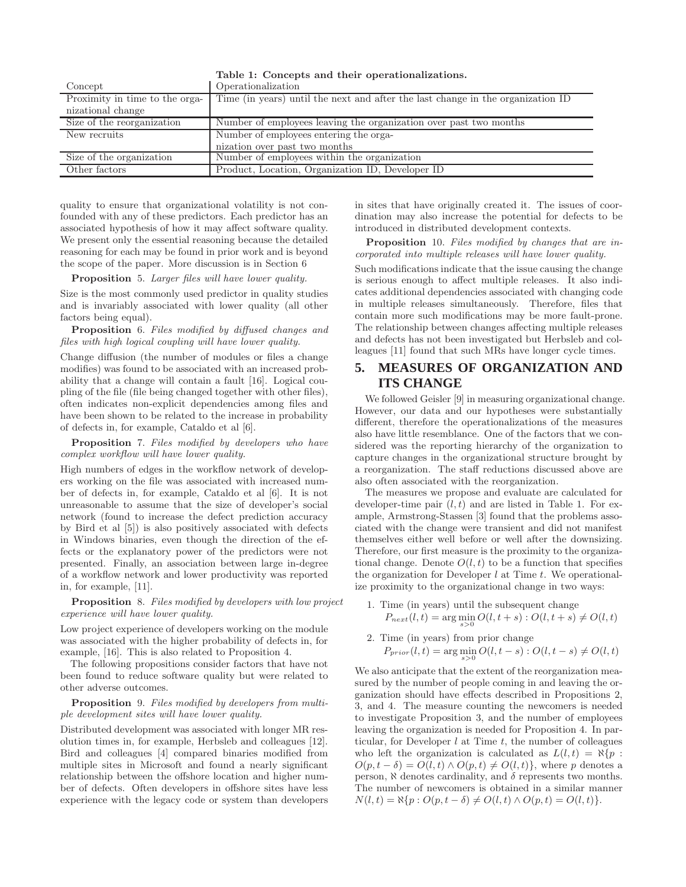**Table 1: Concepts and their operationalizations.**

| Concept | Operationalization |
|---|---|
| Proximity in time to the organizational change | Time (in years) until the next and after the last change in the organization ID |
| Size of the reorganization | Number of employees leaving the organization over past two months |
| New recruits | Number of employees entering the organization over past two months |
| Size of the organization | Number of employees within the organization |
| Other factors | Product, Location, Organization ID, Developer ID |

quality to ensure that organizational volatility is not confounded with any of these predictors. Each predictor has an associated hypothesis of how it may affect software quality. We present only the essential reasoning because the detailed reasoning for each may be found in prior work and is beyond the scope of the paper. More discussion is in Section 6

**Proposition** 5. *Larger files will have lower quality.*

Size is the most commonly used predictor in quality studies and is invariably associated with lower quality (all other factors being equal).

**Proposition** 6. *Files modified by diffused changes and files with high logical coupling will have lower quality.*

Change diffusion (the number of modules or files a change modifies) was found to be associated with an increased probability that a change will contain a fault [16]. Logical coupling of the file (file being changed together with other files), often indicates non-explicit dependencies among files and have been shown to be related to the increase in probability of defects in, for example, Cataldo et al [6].

**Proposition** 7. *Files modified by developers who have complex workflow will have lower quality.*

High numbers of edges in the workflow network of developers working on the file was associated with increased number of defects in, for example, Cataldo et al [6]. It is not unreasonable to assume that the size of developer's social network (found to increase the defect prediction accuracy by Bird et al [5]) is also positively associated with defects in Windows binaries, even though the direction of the effects or the explanatory power of the predictors were not presented. Finally, an association between large in-degree of a workflow network and lower productivity was reported in, for example, [11].

**Proposition** 8. *Files modified by developers with low project experience will have lower quality.*

Low project experience of developers working on the module was associated with the higher probability of defects in, for example, [16]. This is also related to Proposition 4.

The following propositions consider factors that have not been found to reduce software quality but were related to other adverse outcomes.

**Proposition** 9. *Files modified by developers from multiple development sites will have lower quality.*

Distributed development was associated with longer MR resolution times in, for example, Herbsleb and colleagues [12]. Bird and colleagues [4] compared binaries modified from multiple sites in Microsoft and found a nearly significant relationship between the offshore location and higher number of defects. Often developers in offshore sites have less experience with the legacy code or system than developers in sites that have originally created it. The issues of coordination may also increase the potential for defects to be introduced in distributed development contexts.

**Proposition** 10. *Files modified by changes that are incorporated into multiple releases will have lower quality.*

Such modifications indicate that the issue causing the change is serious enough to affect multiple releases. It also indicates additional dependencies associated with changing code in multiple releases simultaneously. Therefore, files that contain more such modifications may be more fault-prone. The relationship between changes affecting multiple releases and defects has not been investigated but Herbsleb and colleagues [11] found that such MRs have longer cycle times.

## 5. MEASURES OF ORGANIZATION AND ITS CHANGE

We followed Geisler [9] in measuring organizational change. However, our data and our hypotheses were substantially different, therefore the operationalizations of the measures also have little resemblance. One of the factors that we considered was the reporting hierarchy of the organization to capture changes in the organizational structure brought by a reorganization. The staff reductions discussed above are also often associated with the reorganization.

The measures we propose and evaluate are calculated for developer-time pair $(l, t)$ and are listed in Table 1. For example, Armstrong-Stassen [3] found that the problems associated with the change were transient and did not manifest themselves either well before or well after the downsizing. Therefore, our first measure is the proximity to the organizational change. Denote $O(l, t)$ to be a function that specifies the organization for Developer $l$ at Time $t$. We operationalize proximity to the organizational change in two ways:

1. Time (in years) until the subsequent change
   $P_{next}(l, t) = \arg\min_{s>0} O(l, t+s) : O(l, t+s) \neq O(l, t)$
2. Time (in years) from prior change
   $P_{prior}(l, t) = \arg\min_{s>0} O(l, t-s) : O(l, t-s) \neq O(l, t)$

We also anticipate that the extent of the reorganization measured by the number of people coming in and leaving the organization should have effects described in Propositions 2, 3, and 4. The measure counting the newcomers is needed to investigate Proposition 3, and the number of employees leaving the organization is needed for Proposition 4. In particular, for Developer $l$ at Time $t$, the number of colleagues who left the organization is calculated as $L(l, t) = \aleph\{p : O(p, t-\delta) = O(l, t) \wedge O(p, t) \neq O(l, t)\}$, where $p$ denotes a person, $\aleph$ denotes cardinality, and $\delta$ represents two months. The number of newcomers is obtained in a similar manner $N(l, t) = \aleph\{p : O(p, t-\delta) \neq O(l, t) \wedge O(p, t) = O(l, t)\}$.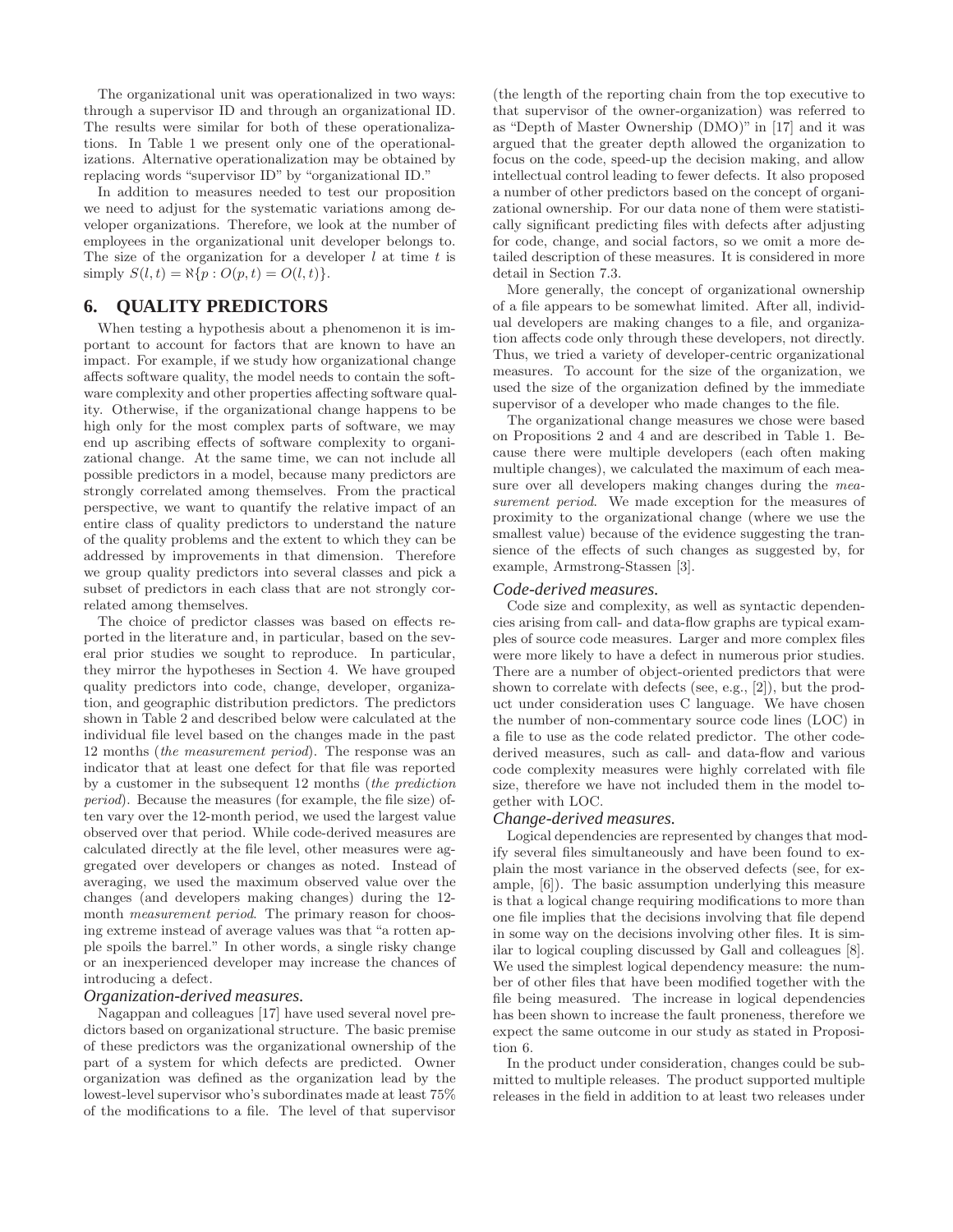The organizational unit was operationalized in two ways: through a supervisor ID and through an organizational ID. The results were similar for both of these operationalizations. In Table 1 we present only one of the operationalizations. Alternative operationalization may be obtained by replacing words "supervisor ID" by "organizational ID."

In addition to measures needed to test our proposition we need to adjust for the systematic variations among developer organizations. Therefore, we look at the number of employees in the organizational unit developer belongs to. The size of the organization for a developer $l$ at time $t$ is simply $S(l,t) = \aleph\{p : O(p,t) = O(l,t)\}$.

## 6. QUALITY PREDICTORS

When testing a hypothesis about a phenomenon it is important to account for factors that are known to have an impact. For example, if we study how organizational change affects software quality, the model needs to contain the software complexity and other properties affecting software quality. Otherwise, if the organizational change happens to be high only for the most complex parts of software, we may end up ascribing effects of software complexity to organizational change. At the same time, we can not include all possible predictors in a model, because many predictors are strongly correlated among themselves. From the practical perspective, we want to quantify the relative impact of an entire class of quality predictors to understand the nature of the quality problems and the extent to which they can be addressed by improvements in that dimension. Therefore we group quality predictors into several classes and pick a subset of predictors in each class that are not strongly correlated among themselves.

The choice of predictor classes was based on effects reported in the literature and, in particular, based on the several prior studies we sought to reproduce. In particular, they mirror the hypotheses in Section 4. We have grouped quality predictors into code, change, developer, organization, and geographic distribution predictors. The predictors shown in Table 2 and described below were calculated at the individual file level based on the changes made in the past 12 months (*the measurement period*). The response was an indicator that at least one defect for that file was reported by a customer in the subsequent 12 months (*the prediction period*). Because the measures (for example, the file size) often vary over the 12-month period, we used the largest value observed over that period. While code-derived measures are calculated directly at the file level, other measures were aggregated over developers or changes as noted. Instead of averaging, we used the maximum observed value over the changes (and developers making changes) during the 12-month *measurement period*. The primary reason for choosing extreme instead of average values was that "a rotten apple spoils the barrel." In other words, a single risky change or an inexperienced developer may increase the chances of introducing a defect.

### Organization-derived measures.

Nagappan and colleagues [17] have used several novel predictors based on organizational structure. The basic premise of these predictors was the organizational ownership of the part of a system for which defects are predicted. Owner organization was defined as the organization lead by the lowest-level supervisor who's subordinates made at least 75% of the modifications to a file. The level of that supervisor (the length of the reporting chain from the top executive to that supervisor of the owner-organization) was referred to as "Depth of Master Ownership (DMO)" in [17] and it was argued that the greater depth allowed the organization to focus on the code, speed-up the decision making, and allow intellectual control leading to fewer defects. It also proposed a number of other predictors based on the concept of organizational ownership. For our data none of them were statistically significant predicting files with defects after adjusting for code, change, and social factors, so we omit a more detailed description of these measures. It is considered in more detail in Section 7.3.

More generally, the concept of organizational ownership of a file appears to be somewhat limited. After all, individual developers are making changes to a file, and organization affects code only through these developers, not directly. Thus, we tried a variety of developer-centric organizational measures. To account for the size of the organization, we used the size of the organization defined by the immediate supervisor of a developer who made changes to the file.

The organizational change measures we chose were based on Propositions 2 and 4 and are described in Table 1. Because there were multiple developers (each often making multiple changes), we calculated the maximum of each measure over all developers making changes during the *measurement period*. We made exception for the measures of proximity to the organizational change (where we use the smallest value) because of the evidence suggesting the transience of the effects of such changes as suggested by, for example, Armstrong-Stassen [3].

### Code-derived measures.

Code size and complexity, as well as syntactic dependencies arising from call- and data-flow graphs are typical examples of source code measures. Larger and more complex files were more likely to have a defect in numerous prior studies. There are a number of object-oriented predictors that were shown to correlate with defects (see, e.g., [2]), but the product under consideration uses C language. We have chosen the number of non-commentary source code lines (LOC) in a file to use as the code related predictor. The other code-derived measures, such as call- and data-flow and various code complexity measures were highly correlated with file size, therefore we have not included them in the model together with LOC.

### Change-derived measures.

Logical dependencies are represented by changes that modify several files simultaneously and have been found to explain the most variance in the observed defects (see, for example, [6]). The basic assumption underlying this measure is that a logical change requiring modifications to more than one file implies that the decisions involving that file depend in some way on the decisions involving other files. It is similar to logical coupling discussed by Gall and colleagues [8]. We used the simplest logical dependency measure: the number of other files that have been modified together with the file being measured. The increase in logical dependencies has been shown to increase the fault proneness, therefore we expect the same outcome in our study as stated in Proposition 6.

In the product under consideration, changes could be submitted to multiple releases. The product supported multiple releases in the field in addition to at least two releases under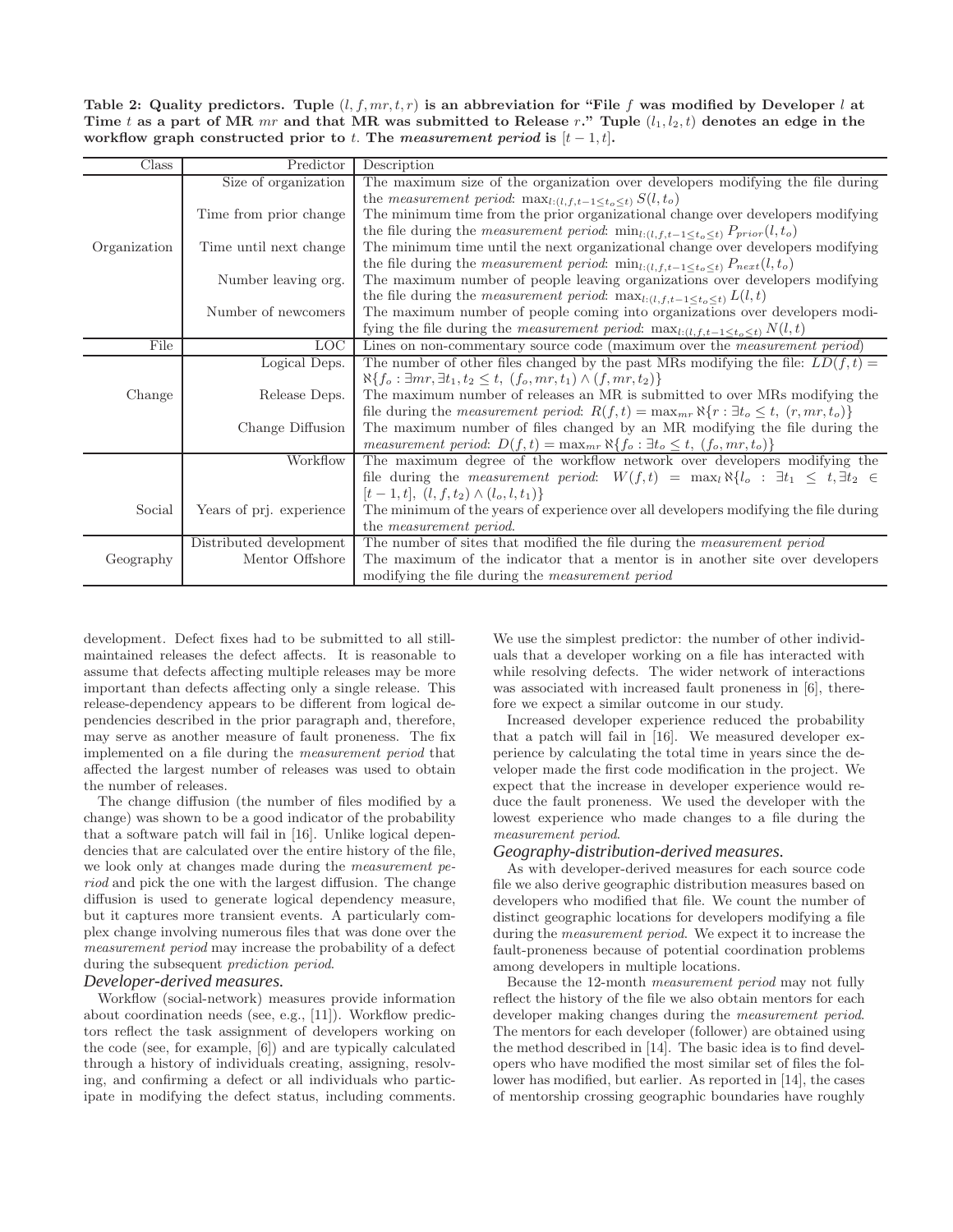**Table 2: Quality predictors. Tuple $(l, f, mr, t, r)$ is an abbreviation for "File $f$ was modified by Developer $l$ at Time $t$ as a part of MR $mr$ and that MR was submitted to Release $r$." Tuple $(l_1, l_2, t)$ denotes an edge in the workflow graph constructed prior to $t$. The *measurement period* is $[t-1, t]$.**

| Class | Predictor | Description |
|---|---|---|
| Organization | Size of organization | The maximum size of the organization over developers modifying the file during the *measurement period*: $\max_{l:(l,f,t-1\leq t_o\leq t)} S(l, t_o)$ |
| | Time from prior change | The minimum time from the prior organizational change over developers modifying the file during the *measurement period*: $\min_{l:(l,f,t-1\leq t_o\leq t)} P_{prior}(l, t_o)$ |
| | Time until next change | The minimum time until the next organizational change over developers modifying the file during the *measurement period*: $\min_{l:(l,f,t-1\leq t_o\leq t)} P_{next}(l, t_o)$ |
| | Number leaving org. | The maximum number of people leaving organizations over developers modifying the file during the *measurement period*: $\max_{l:(l,f,t-1\leq t_o\leq t)} L(l, t)$ |
| | Number of newcomers | The maximum number of people coming into organizations over developers modifying the file during the *measurement period*: $\max_{l:(l,f,t-1\leq t_o\leq t)} N(l, t)$ |
| File | LOC | Lines on non-commentary source code (maximum over the *measurement period*) |
| Change | Logical Deps. | The number of other files changed by the past MRs modifying the file: $LD(f, t) = \aleph\{f_o : \exists mr, \exists t_1, t_2 \leq t, \ (f_o, mr, t_1) \wedge (f, mr, t_2)\}$ |
| | Release Deps. | The maximum number of releases an MR is submitted to over MRs modifying the file during the *measurement period*: $R(f, t) = \max_{mr} \aleph\{r : \exists t_o \leq t, \ (r, mr, t_o)\}$ |
| | Change Diffusion | The maximum number of files changed by an MR modifying the file during the *measurement period*: $D(f, t) = \max_{mr} \aleph\{f_o : \exists t_o \leq t, \ (f_o, mr, t_o)\}$ |
| Social | Workflow | The maximum degree of the workflow network over developers modifying the file during the *measurement period*: $W(f, t) = \max_l \aleph\{l_o : \exists t_1 \leq t, \exists t_2 \in [t-1, t], \ (l, f, t_2) \wedge (l_o, l, t_1)\}$ |
| | Years of prj. experience | The minimum of the years of experience over all developers modifying the file during the *measurement period*. |
| Geography | Distributed development | The number of sites that modified the file during the *measurement period* |
| | Mentor Offshore | The maximum of the indicator that a mentor is in another site over developers modifying the file during the *measurement period* |

development. Defect fixes had to be submitted to all still-maintained releases the defect affects. It is reasonable to assume that defects affecting multiple releases may be more important than defects affecting only a single release. This release-dependency appears to be different from logical dependencies described in the prior paragraph and, therefore, may serve as another measure of fault proneness. The fix implemented on a file during the *measurement period* that affected the largest number of releases was used to obtain the number of releases.

The change diffusion (the number of files modified by a change) was shown to be a good indicator of the probability that a software patch will fail in [16]. Unlike logical dependencies that are calculated over the entire history of the file, we look only at changes made during the *measurement period* and pick the one with the largest diffusion. The change diffusion is used to generate logical dependency measure, but it captures more transient events. A particularly complex change involving numerous files that was done over the *measurement period* may increase the probability of a defect during the subsequent *prediction period*.

### Developer-derived measures.

Workflow (social-network) measures provide information about coordination needs (see, e.g., [11]). Workflow predictors reflect the task assignment of developers working on the code (see, for example, [6]) and are typically calculated through a history of individuals creating, assigning, resolving, and confirming a defect or all individuals who participate in modifying the defect status, including comments. We use the simplest predictor: the number of other individuals that a developer working on a file has interacted with while resolving defects. The wider network of interactions was associated with increased fault proneness in [6], therefore we expect a similar outcome in our study.

Increased developer experience reduced the probability that a patch will fail in [16]. We measured developer experience by calculating the total time in years since the developer made the first code modification in the project. We expect that the increase in developer experience would reduce the fault proneness. We used the developer with the lowest experience who made changes to a file during the *measurement period*.

### Geography-distribution-derived measures.

As with developer-derived measures for each source code file we also derive geographic distribution measures based on developers who modified that file. We count the number of distinct geographic locations for developers modifying a file during the *measurement period*. We expect it to increase the fault-proneness because of potential coordination problems among developers in multiple locations.

Because the 12-month *measurement period* may not fully reflect the history of the file we also obtain mentors for each developer making changes during the *measurement period*. The mentors for each developer (follower) are obtained using the method described in [14]. The basic idea is to find developers who have modified the most similar set of files the follower has modified, but earlier. As reported in [14], the cases of mentorship crossing geographic boundaries have roughly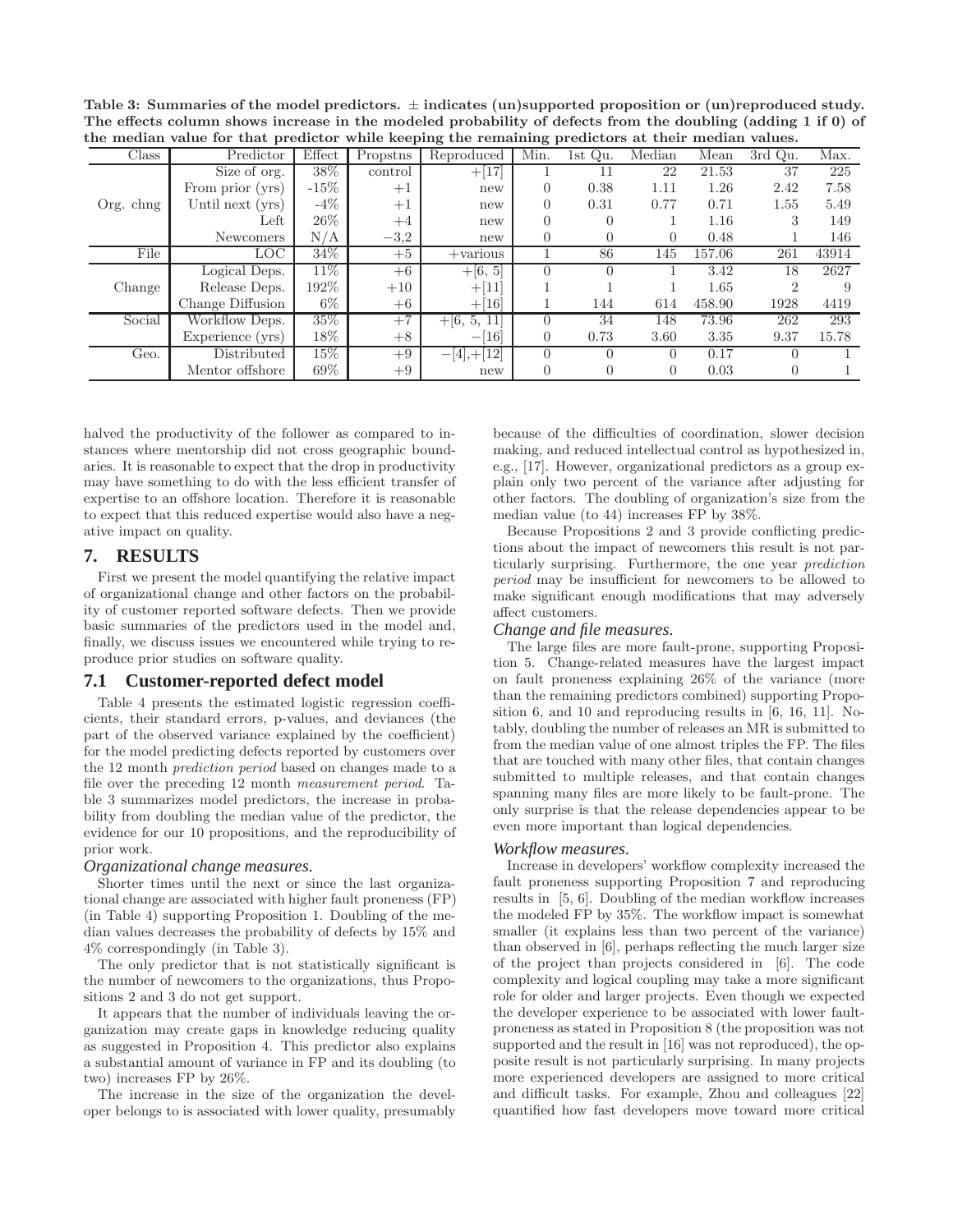**Table 3: Summaries of the model predictors. ± indicates (un)supported proposition or (un)reproduced study. The effects column shows increase in the modeled probability of defects from the doubling (adding 1 if 0) of the median value for that predictor while keeping the remaining predictors at their median values.**

| Class | Predictor | Effect | Propstns | Reproduced | Min. | 1st Qu. | Median | Mean | 3rd Qu. | Max. |
|---|---|---|---|---|---|---|---|---|---|---|
| Org. chng | Size of org. | 38% | control | +[17] | 1 | 11 | 22 | 21.53 | 37 | 225 |
| | From prior (yrs) | -15% | +1 | new | 0 | 0.38 | 1.11 | 1.26 | 2.42 | 7.58 |
| | Until next (yrs) | -4% | +1 | new | 0 | 0.31 | 0.77 | 0.71 | 1.55 | 5.49 |
| | Left | 26% | +4 | new | 0 | 0 | 1 | 1.16 | 3 | 149 |
| | Newcomers | N/A | −3,2 | new | 0 | 0 | 0 | 0.48 | 1 | 146 |
| File | LOC | 34% | +5 | +various | 1 | 86 | 145 | 157.06 | 261 | 43914 |
| Change | Logical Deps. | 11% | +6 | +[6, 5] | 0 | 0 | 1 | 3.42 | 18 | 2627 |
| | Release Deps. | 192% | +10 | +[11] | 1 | 1 | 1 | 1.65 | 2 | 9 |
| | Change Diffusion | 6% | +6 | +[16] | 1 | 144 | 614 | 458.90 | 1928 | 4419 |
| Social | Workflow Deps. | 35% | +7 | +[6, 5, 11] | 0 | 34 | 148 | 73.96 | 262 | 293 |
| | Experience (yrs) | 18% | +8 | −[16] | 0 | 0.73 | 3.60 | 3.35 | 9.37 | 15.78 |
| Geo. | Distributed | 15% | +9 | −[4],+[12] | 0 | 0 | 0 | 0.17 | 0 | 1 |
| | Mentor offshore | 69% | +9 | new | 0 | 0 | 0 | 0.03 | 0 | 1 |

halved the productivity of the follower as compared to instances where mentorship did not cross geographic boundaries. It is reasonable to expect that the drop in productivity may have something to do with the less efficient transfer of expertise to an offshore location. Therefore it is reasonable to expect that this reduced expertise would also have a negative impact on quality.

## 7. RESULTS

First we present the model quantifying the relative impact of organizational change and other factors on the probability of customer reported software defects. Then we provide basic summaries of the predictors used in the model and, finally, we discuss issues we encountered while trying to reproduce prior studies on software quality.

### 7.1 Customer-reported defect model

Table 4 presents the estimated logistic regression coefficients, their standard errors, p-values, and deviances (the part of the observed variance explained by the coefficient) for the model predicting defects reported by customers over the 12 month *prediction period* based on changes made to a file over the preceding 12 month *measurement period*. Table 3 summarizes model predictors, the increase in probability from doubling the median value of the predictor, the evidence for our 10 propositions, and the reproducibility of prior work.

#### *Organizational change measures.*

Shorter times until the next or since the last organizational change are associated with higher fault proneness (FP) (in Table 4) supporting Proposition 1. Doubling of the median values decreases the probability of defects by 15% and 4% correspondingly (in Table 3).

The only predictor that is not statistically significant is the number of newcomers to the organizations, thus Propositions 2 and 3 do not get support.

It appears that the number of individuals leaving the organization may create gaps in knowledge reducing quality as suggested in Proposition 4. This predictor also explains a substantial amount of variance in FP and its doubling (to two) increases FP by 26%.

The increase in the size of the organization the developer belongs to is associated with lower quality, presumably because of the difficulties of coordination, slower decision making, and reduced intellectual control as hypothesized in, e.g., [17]. However, organizational predictors as a group explain only two percent of the variance after adjusting for other factors. The doubling of organization's size from the median value (to 44) increases FP by 38%.

Because Propositions 2 and 3 provide conflicting predictions about the impact of newcomers this result is not particularly surprising. Furthermore, the one year *prediction period* may be insufficient for newcomers to be allowed to make significant enough modifications that may adversely affect customers.

#### *Change and file measures.*

The large files are more fault-prone, supporting Proposition 5. Change-related measures have the largest impact on fault proneness explaining 26% of the variance (more than the remaining predictors combined) supporting Proposition 6, and 10 and reproducing results in [6, 16, 11]. Notably, doubling the number of releases an MR is submitted to from the median value of one almost triples the FP. The files that are touched with many other files, that contain changes submitted to multiple releases, and that contain changes spanning many files are more likely to be fault-prone. The only surprise is that the release dependencies appear to be even more important than logical dependencies.

#### *Workflow measures.*

Increase in developers' workflow complexity increased the fault proneness supporting Proposition 7 and reproducing results in [5, 6]. Doubling of the median workflow increases the modeled FP by 35%. The workflow impact is somewhat smaller (it explains less than two percent of the variance) than observed in [6], perhaps reflecting the much larger size of the project than projects considered in [6]. The code complexity and logical coupling may take a more significant role for older and larger projects. Even though we expected the developer experience to be associated with lower fault-proneness as stated in Proposition 8 (the proposition was not supported and the result in [16] was not reproduced), the opposite result is not particularly surprising. In many projects more experienced developers are assigned to more critical and difficult tasks. For example, Zhou and colleagues [22] quantified how fast developers move toward more critical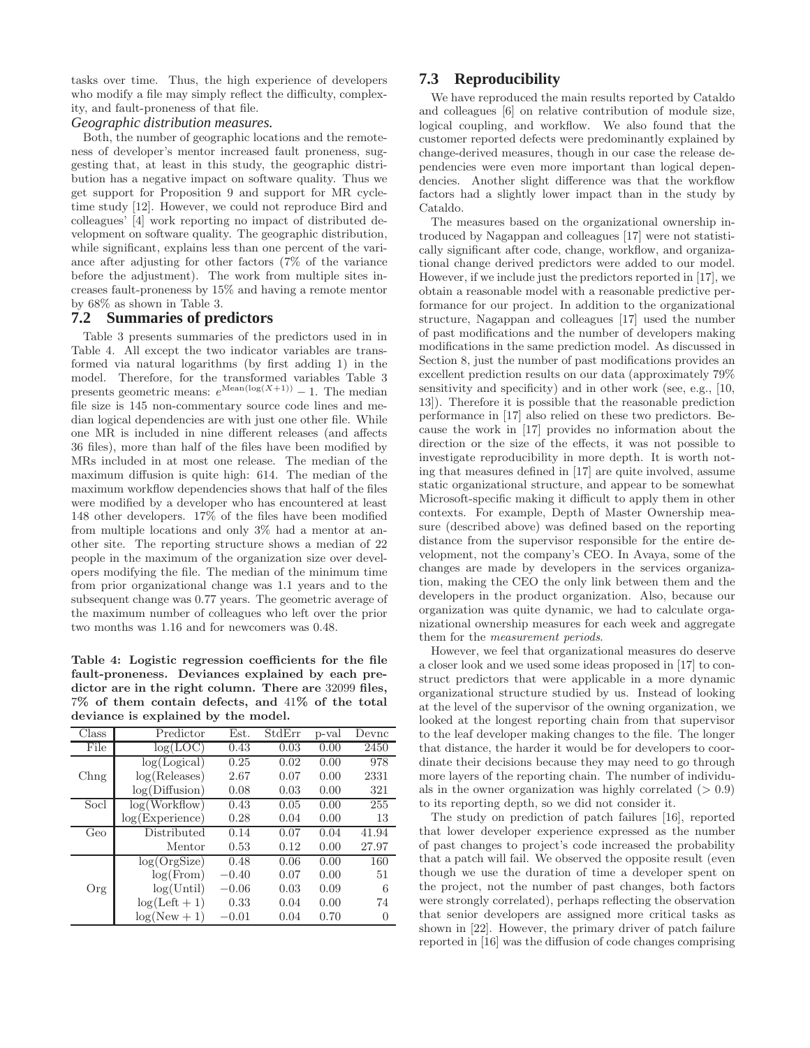tasks over time. Thus, the high experience of developers who modify a file may simply reflect the difficulty, complexity, and fault-proneness of that file.

*Geographic distribution measures.*

Both, the number of geographic locations and the remoteness of developer's mentor increased fault proneness, suggesting that, at least in this study, the geographic distribution has a negative impact on software quality. Thus we get support for Proposition 9 and support for MR cycle-time study [12]. However, we could not reproduce Bird and colleagues' [4] work reporting no impact of distributed development on software quality. The geographic distribution, while significant, explains less than one percent of the variance after adjusting for other factors (7% of the variance before the adjustment). The work from multiple sites increases fault-proneness by 15% and having a remote mentor by 68% as shown in Table 3.

## 7.2 Summaries of predictors

Table 3 presents summaries of the predictors used in in Table 4. All except the two indicator variables are transformed via natural logarithms (by first adding 1) in the model. Therefore, for the transformed variables Table 3 presents geometric means: $e^{\text{Mean}(\log(X+1))} - 1$. The median file size is 145 non-commentary source code lines and median logical dependencies are with just one other file. While one MR is included in nine different releases (and affects 36 files), more than half of the files have been modified by MRs included in at most one release. The median of the maximum diffusion is quite high: 614. The median of the maximum workflow dependencies shows that half of the files were modified by a developer who has encountered at least 148 other developers. 17% of the files have been modified from multiple locations and only 3% had a mentor at another site. The reporting structure shows a median of 22 people in the maximum of the organization size over developers modifying the file. The median of the minimum time from prior organizational change was 1.1 years and to the subsequent change was 0.77 years. The geometric average of the maximum number of colleagues who left over the prior two months was 1.16 and for newcomers was 0.48.

**Table 4: Logistic regression coefficients for the file fault-proneness. Deviances explained by each predictor are in the right column. There are 32099 files, 7% of them contain defects, and 41% of the total deviance is explained by the model.**

| Class | Predictor | Est. | StdErr | p-val | Devnc |
|---|---|---|---|---|---|
| File | log(LOC) | 0.43 | 0.03 | 0.00 | 2450 |
| Chng | log(Logical) | 0.25 | 0.02 | 0.00 | 978 |
| | log(Releases) | 2.67 | 0.07 | 0.00 | 2331 |
| | log(Diffusion) | 0.08 | 0.03 | 0.00 | 321 |
| Socl | log(Workflow) | 0.43 | 0.05 | 0.00 | 255 |
| | log(Experience) | 0.28 | 0.04 | 0.00 | 13 |
| Geo | Distributed | 0.14 | 0.07 | 0.04 | 41.94 |
| | Mentor | 0.53 | 0.12 | 0.00 | 27.97 |
| Org | log(OrgSize) | 0.48 | 0.06 | 0.00 | 160 |
| | log(From) | −0.40 | 0.07 | 0.00 | 51 |
| | log(Until) | −0.06 | 0.03 | 0.09 | 6 |
| | log(Left + 1) | 0.33 | 0.04 | 0.00 | 74 |
| | log(New + 1) | −0.01 | 0.04 | 0.70 | 0 |

## 7.3 Reproducibility

We have reproduced the main results reported by Cataldo and colleagues [6] on relative contribution of module size, logical coupling, and workflow. We also found that the customer reported defects were predominantly explained by change-derived measures, though in our case the release dependencies were even more important than logical dependencies. Another slight difference was that the workflow factors had a slightly lower impact than in the study by Cataldo.

The measures based on the organizational ownership introduced by Nagappan and colleagues [17] were not statistically significant after code, change, workflow, and organizational change derived predictors were added to our model. However, if we include just the predictors reported in [17], we obtain a reasonable model with a reasonable predictive performance for our project. In addition to the organizational structure, Nagappan and colleagues [17] used the number of past modifications and the number of developers making modifications in the same prediction model. As discussed in Section 8, just the number of past modifications provides an excellent prediction results on our data (approximately 79% sensitivity and specificity) and in other work (see, e.g., [10, 13]). Therefore it is possible that the reasonable prediction performance in [17] also relied on these two predictors. Because the work in [17] provides no information about the direction or the size of the effects, it was not possible to investigate reproducibility in more depth. It is worth noting that measures defined in [17] are quite involved, assume static organizational structure, and appear to be somewhat Microsoft-specific making it difficult to apply them in other contexts. For example, Depth of Master Ownership measure (described above) was defined based on the reporting distance from the supervisor responsible for the entire development, not the company's CEO. In Avaya, some of the changes are made by developers in the services organization, making the CEO the only link between them and the developers in the product organization. Also, because our organization was quite dynamic, we had to calculate organizational ownership measures for each week and aggregate them for the *measurement periods*.

However, we feel that organizational measures do deserve a closer look and we used some ideas proposed in [17] to construct predictors that were applicable in a more dynamic organizational structure studied by us. Instead of looking at the level of the supervisor of the owning organization, we looked at the longest reporting chain from that supervisor to the leaf developer making changes to the file. The longer that distance, the harder it would be for developers to coordinate their decisions because they may need to go through more layers of the reporting chain. The number of individuals in the owner organization was highly correlated ($> 0.9$) to its reporting depth, so we did not consider it.

The study on prediction of patch failures [16], reported that lower developer experience expressed as the number of past changes to project's code increased the probability that a patch will fail. We observed the opposite result (even though we use the duration of time a developer spent on the project, not the number of past changes, both factors were strongly correlated), perhaps reflecting the observation that senior developers are assigned more critical tasks as shown in [22]. However, the primary driver of patch failure reported in [16] was the diffusion of code changes comprising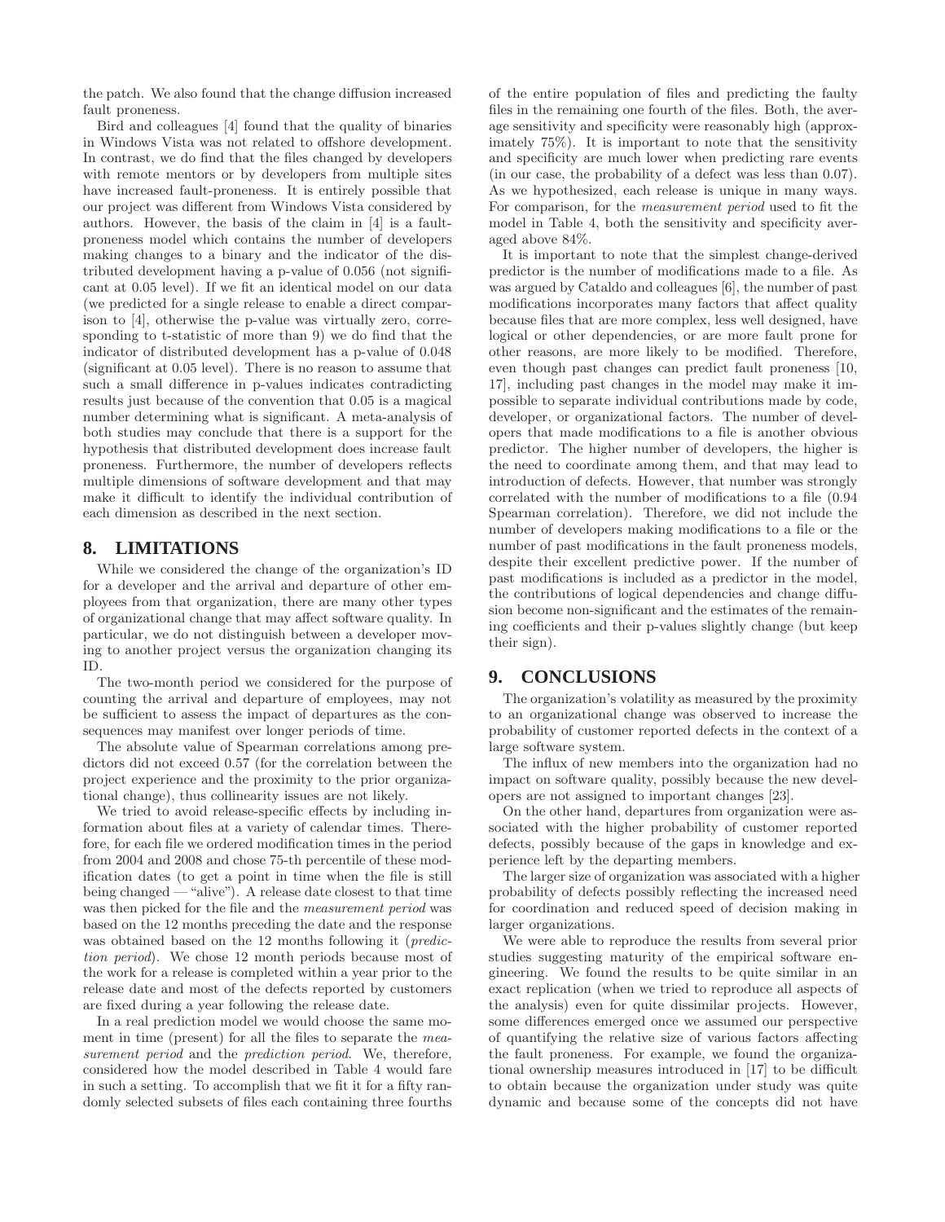the patch. We also found that the change diffusion increased fault proneness.

Bird and colleagues [4] found that the quality of binaries in Windows Vista was not related to offshore development. In contrast, we do find that the files changed by developers with remote mentors or by developers from multiple sites have increased fault-proneness. It is entirely possible that our project was different from Windows Vista considered by authors. However, the basis of the claim in [4] is a fault-proneness model which contains the number of developers making changes to a binary and the indicator of the distributed development having a p-value of 0.056 (not significant at 0.05 level). If we fit an identical model on our data (we predicted for a single release to enable a direct comparison to [4], otherwise the p-value was virtually zero, corresponding to t-statistic of more than 9) we do find that the indicator of distributed development has a p-value of 0.048 (significant at 0.05 level). There is no reason to assume that such a small difference in p-values indicates contradicting results just because of the convention that 0.05 is a magical number determining what is significant. A meta-analysis of both studies may conclude that there is a support for the hypothesis that distributed development does increase fault proneness. Furthermore, the number of developers reflects multiple dimensions of software development and that may make it difficult to identify the individual contribution of each dimension as described in the next section.

## 8. LIMITATIONS

While we considered the change of the organization's ID for a developer and the arrival and departure of other employees from that organization, there are many other types of organizational change that may affect software quality. In particular, we do not distinguish between a developer moving to another project versus the organization changing its ID.

The two-month period we considered for the purpose of counting the arrival and departure of employees, may not be sufficient to assess the impact of departures as the consequences may manifest over longer periods of time.

The absolute value of Spearman correlations among predictors did not exceed 0.57 (for the correlation between the project experience and the proximity to the prior organizational change), thus collinearity issues are not likely.

We tried to avoid release-specific effects by including information about files at a variety of calendar times. Therefore, for each file we ordered modification times in the period from 2004 and 2008 and chose 75-th percentile of these modification dates (to get a point in time when the file is still being changed — "alive"). A release date closest to that time was then picked for the file and the *measurement period* was based on the 12 months preceding the date and the response was obtained based on the 12 months following it (*prediction period*). We chose 12 month periods because most of the work for a release is completed within a year prior to the release date and most of the defects reported by customers are fixed during a year following the release date.

In a real prediction model we would choose the same moment in time (present) for all the files to separate the *measurement period* and the *prediction period*. We, therefore, considered how the model described in Table 4 would fare in such a setting. To accomplish that we fit it for a fifty randomly selected subsets of files each containing three fourths of the entire population of files and predicting the faulty files in the remaining one fourth of the files. Both, the average sensitivity and specificity were reasonably high (approximately 75%). It is important to note that the sensitivity and specificity are much lower when predicting rare events (in our case, the probability of a defect was less than 0.07). As we hypothesized, each release is unique in many ways. For comparison, for the *measurement period* used to fit the model in Table 4, both the sensitivity and specificity averaged above 84%.

It is important to note that the simplest change-derived predictor is the number of modifications made to a file. As was argued by Cataldo and colleagues [6], the number of past modifications incorporates many factors that affect quality because files that are more complex, less well designed, have logical or other dependencies, or are more fault prone for other reasons, are more likely to be modified. Therefore, even though past changes can predict fault proneness [10, 17], including past changes in the model may make it impossible to separate individual contributions made by code, developer, or organizational factors. The number of developers that made modifications to a file is another obvious predictor. The higher number of developers, the higher is the need to coordinate among them, and that may lead to introduction of defects. However, that number was strongly correlated with the number of modifications to a file (0.94 Spearman correlation). Therefore, we did not include the number of developers making modifications to a file or the number of past modifications in the fault proneness models, despite their excellent predictive power. If the number of past modifications is included as a predictor in the model, the contributions of logical dependencies and change diffusion become non-significant and the estimates of the remaining coefficients and their p-values slightly change (but keep their sign).

## 9. CONCLUSIONS

The organization's volatility as measured by the proximity to an organizational change was observed to increase the probability of customer reported defects in the context of a large software system.

The influx of new members into the organization had no impact on software quality, possibly because the new developers are not assigned to important changes [23].

On the other hand, departures from organization were associated with the higher probability of customer reported defects, possibly because of the gaps in knowledge and experience left by the departing members.

The larger size of organization was associated with a higher probability of defects possibly reflecting the increased need for coordination and reduced speed of decision making in larger organizations.

We were able to reproduce the results from several prior studies suggesting maturity of the empirical software engineering. We found the results to be quite similar in an exact replication (when we tried to reproduce all aspects of the analysis) even for quite dissimilar projects. However, some differences emerged once we assumed our perspective of quantifying the relative size of various factors affecting the fault proneness. For example, we found the organizational ownership measures introduced in [17] to be difficult to obtain because the organization under study was quite dynamic and because some of the concepts did not have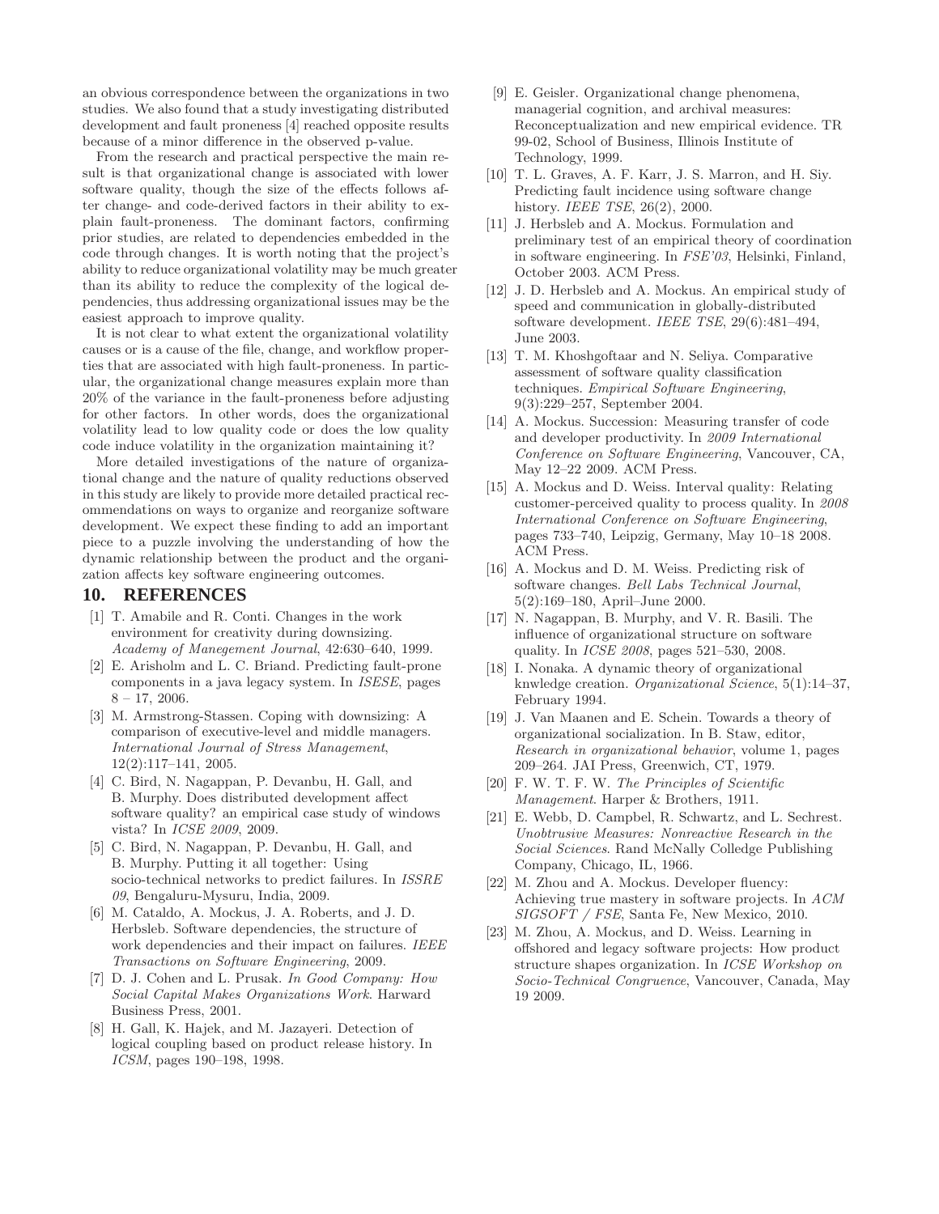an obvious correspondence between the organizations in two studies. We also found that a study investigating distributed development and fault proneness [4] reached opposite results because of a minor difference in the observed p-value.

From the research and practical perspective the main result is that organizational change is associated with lower software quality, though the size of the effects follows after change- and code-derived factors in their ability to explain fault-proneness. The dominant factors, confirming prior studies, are related to dependencies embedded in the code through changes. It is worth noting that the project's ability to reduce organizational volatility may be much greater than its ability to reduce the complexity of the logical dependencies, thus addressing organizational issues may be the easiest approach to improve quality.

It is not clear to what extent the organizational volatility causes or is a cause of the file, change, and workflow properties that are associated with high fault-proneness. In particular, the organizational change measures explain more than 20% of the variance in the fault-proneness before adjusting for other factors. In other words, does the organizational volatility lead to low quality code or does the low quality code induce volatility in the organization maintaining it?

More detailed investigations of the nature of organizational change and the nature of quality reductions observed in this study are likely to provide more detailed practical recommendations on ways to organize and reorganize software development. We expect these finding to add an important piece to a puzzle involving the understanding of how the dynamic relationship between the product and the organization affects key software engineering outcomes.

## 10. REFERENCES

[1] T. Amabile and R. Conti. Changes in the work environment for creativity during downsizing. *Academy of Manegement Journal*, 42:630–640, 1999.

[2] E. Arisholm and L. C. Briand. Predicting fault-prone components in a java legacy system. In *ISESE*, pages 8 – 17, 2006.

[3] M. Armstrong-Stassen. Coping with downsizing: A comparison of executive-level and middle managers. *International Journal of Stress Management*, 12(2):117–141, 2005.

[4] C. Bird, N. Nagappan, P. Devanbu, H. Gall, and B. Murphy. Does distributed development affect software quality? an empirical case study of windows vista? In *ICSE 2009*, 2009.

[5] C. Bird, N. Nagappan, P. Devanbu, H. Gall, and B. Murphy. Putting it all together: Using socio-technical networks to predict failures. In *ISSRE 09*, Bengaluru-Mysuru, India, 2009.

[6] M. Cataldo, A. Mockus, J. A. Roberts, and J. D. Herbsleb. Software dependencies, the structure of work dependencies and their impact on failures. *IEEE Transactions on Software Engineering*, 2009.

[7] D. J. Cohen and L. Prusak. *In Good Company: How Social Capital Makes Organizations Work*. Harward Business Press, 2001.

[8] H. Gall, K. Hajek, and M. Jazayeri. Detection of logical coupling based on product release history. In *ICSM*, pages 190–198, 1998.

[9] E. Geisler. Organizational change phenomena, managerial cognition, and archival measures: Reconceptualization and new empirical evidence. TR 99-02, School of Business, Illinois Institute of Technology, 1999.

[10] T. L. Graves, A. F. Karr, J. S. Marron, and H. Siy. Predicting fault incidence using software change history. *IEEE TSE*, 26(2), 2000.

[11] J. Herbsleb and A. Mockus. Formulation and preliminary test of an empirical theory of coordination in software engineering. In *FSE'03*, Helsinki, Finland, October 2003. ACM Press.

[12] J. D. Herbsleb and A. Mockus. An empirical study of speed and communication in globally-distributed software development. *IEEE TSE*, 29(6):481–494, June 2003.

[13] T. M. Khoshgoftaar and N. Seliya. Comparative assessment of software quality classification techniques. *Empirical Software Engineering*, 9(3):229–257, September 2004.

[14] A. Mockus. Succession: Measuring transfer of code and developer productivity. In *2009 International Conference on Software Engineering*, Vancouver, CA, May 12–22 2009. ACM Press.

[15] A. Mockus and D. Weiss. Interval quality: Relating customer-perceived quality to process quality. In *2008 International Conference on Software Engineering*, pages 733–740, Leipzig, Germany, May 10–18 2008. ACM Press.

[16] A. Mockus and D. M. Weiss. Predicting risk of software changes. *Bell Labs Technical Journal*, 5(2):169–180, April–June 2000.

[17] N. Nagappan, B. Murphy, and V. R. Basili. The influence of organizational structure on software quality. In *ICSE 2008*, pages 521–530, 2008.

[18] I. Nonaka. A dynamic theory of organizational knwledge creation. *Organizational Science*, 5(1):14–37, February 1994.

[19] J. Van Maanen and E. Schein. Towards a theory of organizational socialization. In B. Staw, editor, *Research in organizational behavior*, volume 1, pages 209–264. JAI Press, Greenwich, CT, 1979.

[20] F. W. T. F. W. *The Principles of Scientific Management*. Harper & Brothers, 1911.

[21] E. Webb, D. Campbel, R. Schwartz, and L. Sechrest. *Unobtrusive Measures: Nonreactive Research in the Social Sciences*. Rand McNally Colledge Publishing Company, Chicago, IL, 1966.

[22] M. Zhou and A. Mockus. Developer fluency: Achieving true mastery in software projects. In *ACM SIGSOFT / FSE*, Santa Fe, New Mexico, 2010.

[23] M. Zhou, A. Mockus, and D. Weiss. Learning in offshored and legacy software projects: How product structure shapes organization. In *ICSE Workshop on Socio-Technical Congruence*, Vancouver, Canada, May 19 2009.